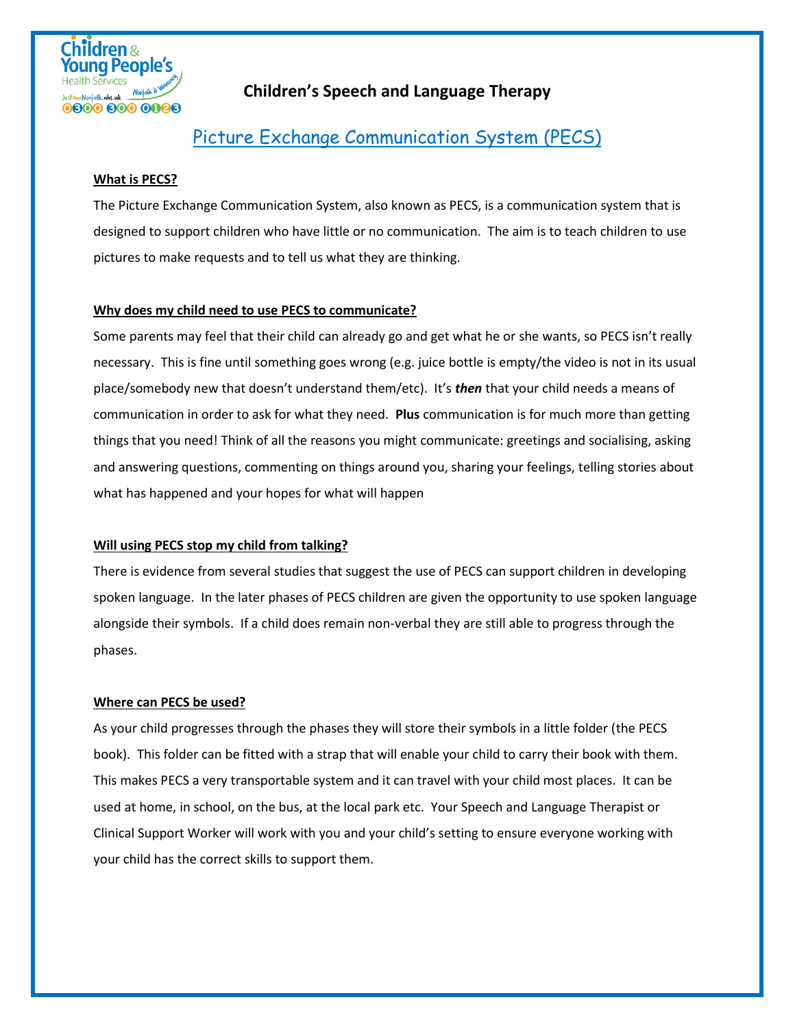Children & Young People's Health Services
Just One Norfolk.nhs.uk
Norfolk & Waveney
0300 300 0123

**Children's Speech and Language Therapy**

# Picture Exchange Communication System (PECS)

**What is PECS?**

The Picture Exchange Communication System, also known as PECS, is a communication system that is designed to support children who have little or no communication. The aim is to teach children to use pictures to make requests and to tell us what they are thinking.

**Why does my child need to use PECS to communicate?**

Some parents may feel that their child can already go and get what he or she wants, so PECS isn't really necessary. This is fine until something goes wrong (e.g. juice bottle is empty/the video is not in its usual place/somebody new that doesn't understand them/etc). It's ***then*** that your child needs a means of communication in order to ask for what they need. **Plus** communication is for much more than getting things that you need! Think of all the reasons you might communicate: greetings and socialising, asking and answering questions, commenting on things around you, sharing your feelings, telling stories about what has happened and your hopes for what will happen

**Will using PECS stop my child from talking?**

There is evidence from several studies that suggest the use of PECS can support children in developing spoken language. In the later phases of PECS children are given the opportunity to use spoken language alongside their symbols. If a child does remain non-verbal they are still able to progress through the phases.

**Where can PECS be used?**

As your child progresses through the phases they will store their symbols in a little folder (the PECS book). This folder can be fitted with a strap that will enable your child to carry their book with them. This makes PECS a very transportable system and it can travel with your child most places. It can be used at home, in school, on the bus, at the local park etc. Your Speech and Language Therapist or Clinical Support Worker will work with you and your child's setting to ensure everyone working with your child has the correct skills to support them.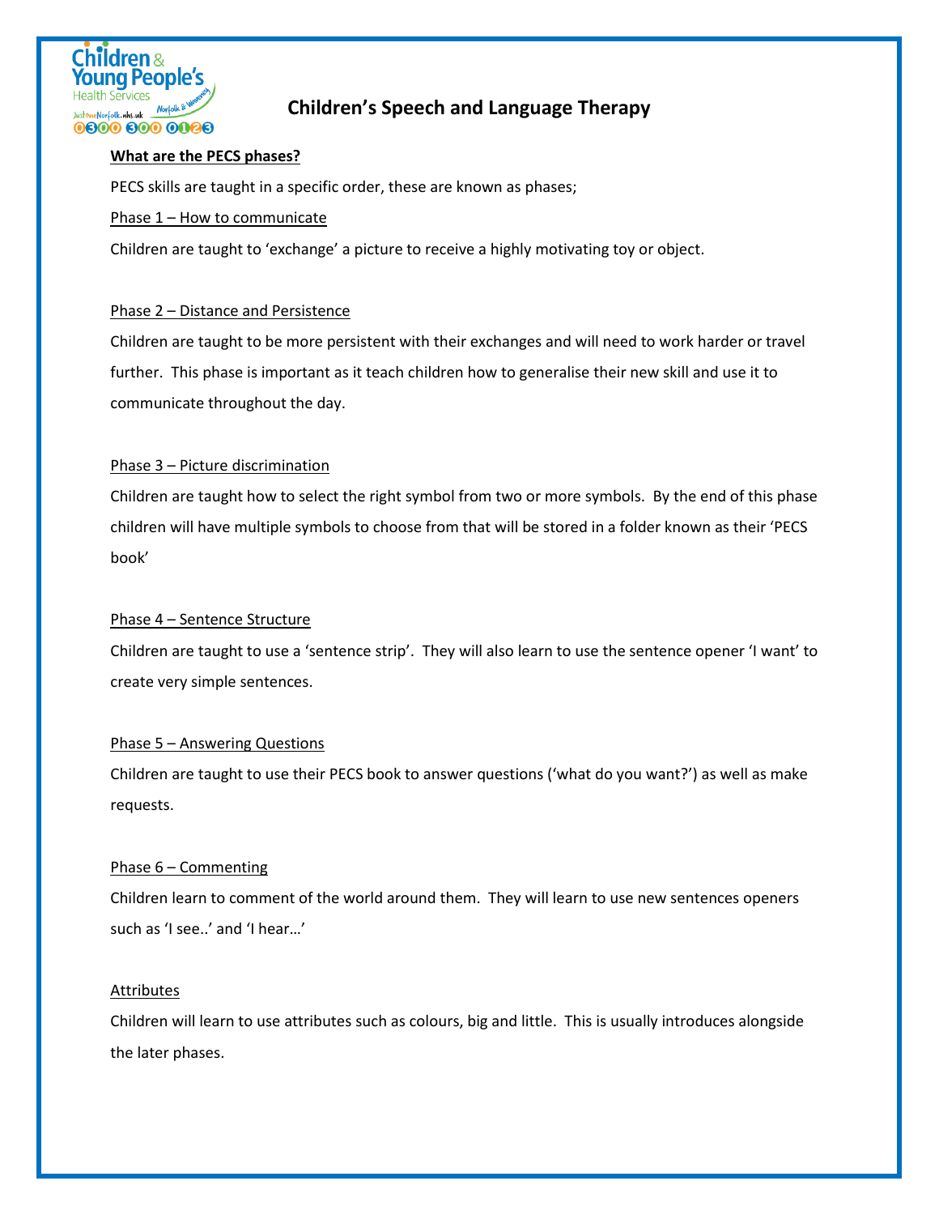# Children's Speech and Language Therapy

**What are the PECS phases?**

PECS skills are taught in a specific order, these are known as phases;

Phase 1 – How to communicate

Children are taught to 'exchange' a picture to receive a highly motivating toy or object.

Phase 2 – Distance and Persistence

Children are taught to be more persistent with their exchanges and will need to work harder or travel further. This phase is important as it teach children how to generalise their new skill and use it to communicate throughout the day.

Phase 3 – Picture discrimination

Children are taught how to select the right symbol from two or more symbols. By the end of this phase children will have multiple symbols to choose from that will be stored in a folder known as their 'PECS book'

Phase 4 – Sentence Structure

Children are taught to use a 'sentence strip'. They will also learn to use the sentence opener 'I want' to create very simple sentences.

Phase 5 – Answering Questions

Children are taught to use their PECS book to answer questions ('what do you want?') as well as make requests.

Phase 6 – Commenting

Children learn to comment of the world around them. They will learn to use new sentences openers such as 'I see..' and 'I hear…'

Attributes

Children will learn to use attributes such as colours, big and little. This is usually introduces alongside the later phases.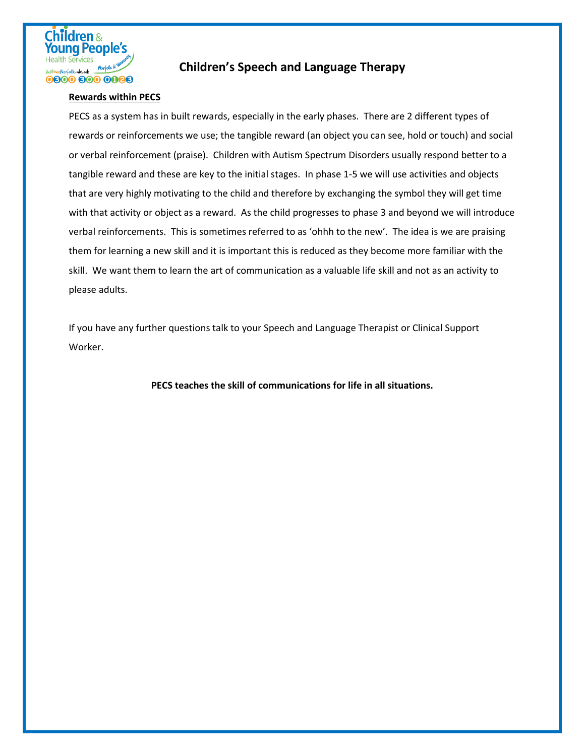## Children's Speech and Language Therapy

**Rewards within PECS**

PECS as a system has in built rewards, especially in the early phases. There are 2 different types of rewards or reinforcements we use; the tangible reward (an object you can see, hold or touch) and social or verbal reinforcement (praise). Children with Autism Spectrum Disorders usually respond better to a tangible reward and these are key to the initial stages. In phase 1-5 we will use activities and objects that are very highly motivating to the child and therefore by exchanging the symbol they will get time with that activity or object as a reward. As the child progresses to phase 3 and beyond we will introduce verbal reinforcements. This is sometimes referred to as 'ohhh to the new'. The idea is we are praising them for learning a new skill and it is important this is reduced as they become more familiar with the skill. We want them to learn the art of communication as a valuable life skill and not as an activity to please adults.

If you have any further questions talk to your Speech and Language Therapist or Clinical Support Worker.

**PECS teaches the skill of communications for life in all situations.**